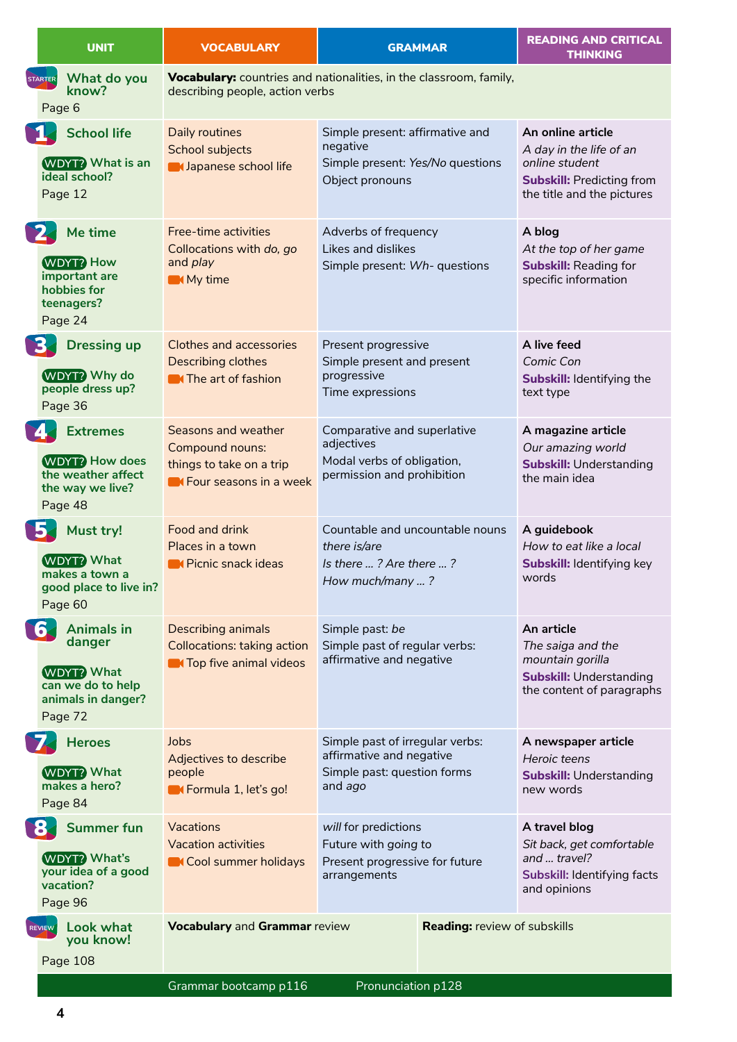| UNIT | VOCABULARY | GRAMMAR | READING AND CRITICAL THINKING |
|---|---|---|---|
| STARTER **What do you know?** Page 6 | **Vocabulary:** countries and nationalities, in the classroom, family, describing people, action verbs | | |
| **1 School life** WDYT? What is an ideal school? Page 12 | Daily routines<br>School subjects<br>Japanese school life | Simple present: affirmative and negative<br>Simple present: *Yes/No* questions<br>Object pronouns | **An online article**<br>*A day in the life of an online student*<br>**Subskill:** Predicting from the title and the pictures |
| **2 Me time** WDYT? How important are hobbies for teenagers? Page 24 | Free-time activities<br>Collocations with *do, go* and *play*<br>My time | Adverbs of frequency<br>Likes and dislikes<br>Simple present: *Wh-* questions | **A blog**<br>*At the top of her game*<br>**Subskill:** Reading for specific information |
| **3 Dressing up** WDYT? Why do people dress up? Page 36 | Clothes and accessories<br>Describing clothes<br>The art of fashion | Present progressive<br>Simple present and present progressive<br>Time expressions | **A live feed**<br>*Comic Con*<br>**Subskill:** Identifying the text type |
| **4 Extremes** WDYT? How does the weather affect the way we live? Page 48 | Seasons and weather<br>Compound nouns: things to take on a trip<br>Four seasons in a week | Comparative and superlative adjectives<br>Modal verbs of obligation, permission and prohibition | **A magazine article**<br>*Our amazing world*<br>**Subskill:** Understanding the main idea |
| **5 Must try!** WDYT? What makes a town a good place to live in? Page 60 | Food and drink<br>Places in a town<br>Picnic snack ideas | Countable and uncountable nouns<br>*there is/are*<br>*Is there … ? Are there … ?*<br>*How much/many … ?* | **A guidebook**<br>*How to eat like a local*<br>**Subskill:** Identifying key words |
| **6 Animals in danger** WDYT? What can we do to help animals in danger? Page 72 | Describing animals<br>Collocations: taking action<br>Top five animal videos | Simple past: *be*<br>Simple past of regular verbs: affirmative and negative | **An article**<br>*The saiga and the mountain gorilla*<br>**Subskill:** Understanding the content of paragraphs |
| **7 Heroes** WDYT? What makes a hero? Page 84 | Jobs<br>Adjectives to describe people<br>Formula 1, let's go! | Simple past of irregular verbs: affirmative and negative<br>Simple past: question forms and *ago* | **A newspaper article**<br>*Heroic teens*<br>**Subskill:** Understanding new words |
| **8 Summer fun** WDYT? What's your idea of a good vacation? Page 96 | Vacations<br>Vacation activities<br>Cool summer holidays | *will* for predictions<br>Future with *going to*<br>Present progressive for future arrangements | **A travel blog**<br>*Sit back, get comfortable and … travel?*<br>**Subskill:** Identifying facts and opinions |
| REVIEW **Look what you know!** Page 108 | **Vocabulary** and **Grammar** review | | **Reading:** review of subskills |

Grammar bootcamp p116 | Pronunciation p128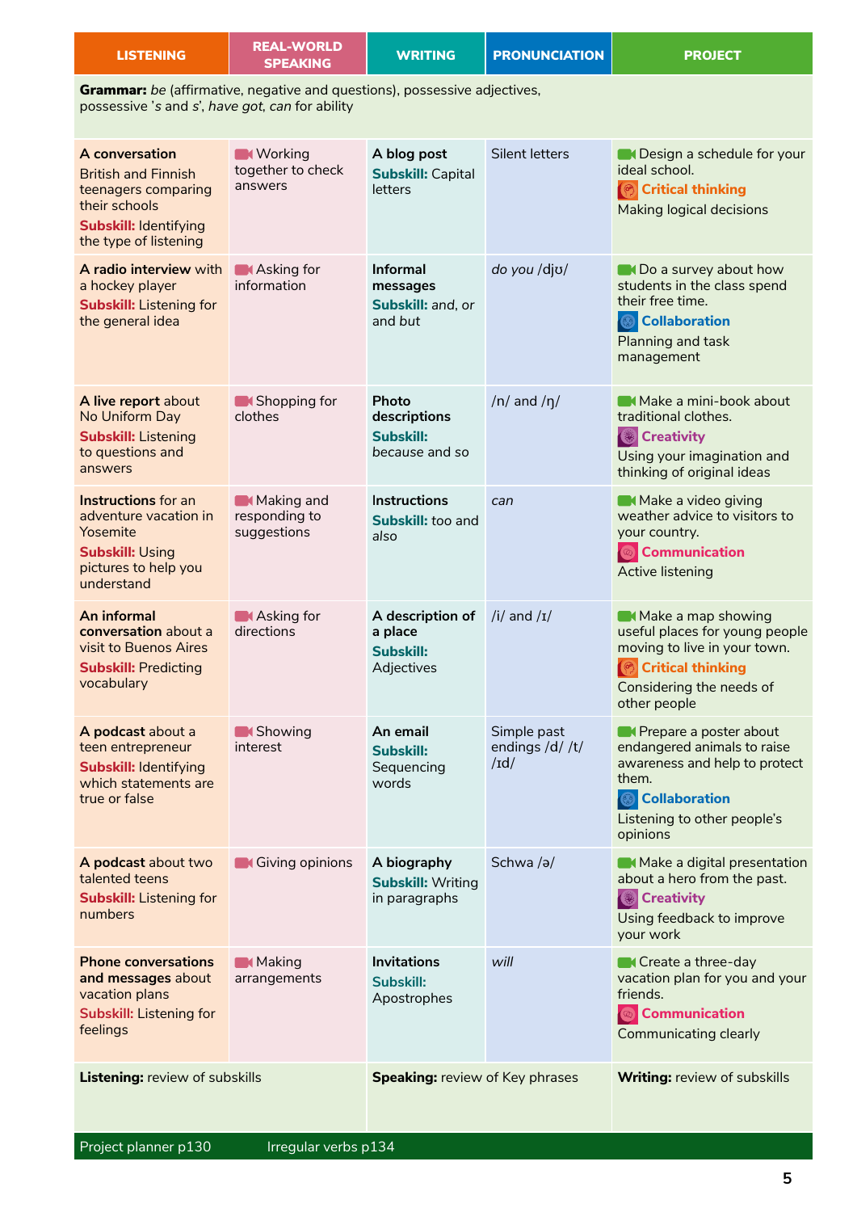| LISTENING | REAL-WORLD SPEAKING | WRITING | PRONUNCIATION | PROJECT |
|---|---|---|---|---|
| **Grammar:** *be* (affirmative, negative and questions), possessive adjectives, possessive *'s* and *s'*, *have got*, *can* for ability | | | | |
| **A conversation** British and Finnish teenagers comparing their schools **Subskill:** Identifying the type of listening | Working together to check answers | **A blog post** **Subskill:** Capital letters | Silent letters | Design a schedule for your ideal school. **Critical thinking** Making logical decisions |
| **A radio interview** with a hockey player **Subskill:** Listening for the general idea | Asking for information | **Informal messages** **Subskill:** and, or and but | *do you* /djʊ/ | Do a survey about how students in the class spend their free time. **Collaboration** Planning and task management |
| **A live report** about No Uniform Day **Subskill:** Listening to questions and answers | Shopping for clothes | **Photo descriptions** **Subskill:** because and so | /n/ and /ŋ/ | Make a mini-book about traditional clothes. **Creativity** Using your imagination and thinking of original ideas |
| **Instructions** for an adventure vacation in Yosemite **Subskill:** Using pictures to help you understand | Making and responding to suggestions | **Instructions** **Subskill:** too and *also* | *can* | Make a video giving weather advice to visitors to your country. **Communication** Active listening |
| **An informal conversation** about a visit to Buenos Aires **Subskill:** Predicting vocabulary | Asking for directions | **A description of a place** **Subskill:** Adjectives | /i/ and /ɪ/ | Make a map showing useful places for young people moving to live in your town. **Critical thinking** Considering the needs of other people |
| **A podcast** about a teen entrepreneur **Subskill:** Identifying which statements are true or false | Showing interest | **An email** **Subskill:** Sequencing words | Simple past endings /d/ /t/ /ɪd/ | Prepare a poster about endangered animals to raise awareness and help to protect them. **Collaboration** Listening to other people's opinions |
| **A podcast** about two talented teens **Subskill:** Listening for numbers | Giving opinions | **A biography** **Subskill:** Writing in paragraphs | Schwa /ə/ | Make a digital presentation about a hero from the past. **Creativity** Using feedback to improve your work |
| **Phone conversations and messages** about vacation plans **Subskill:** Listening for feelings | Making arrangements | **Invitations** **Subskill:** Apostrophes | *will* | Create a three-day vacation plan for you and your friends. **Communication** Communicating clearly |
| **Listening:** review of subskills | | **Speaking:** review of Key phrases | | **Writing:** review of subskills |

Project planner p130 Irregular verbs p134